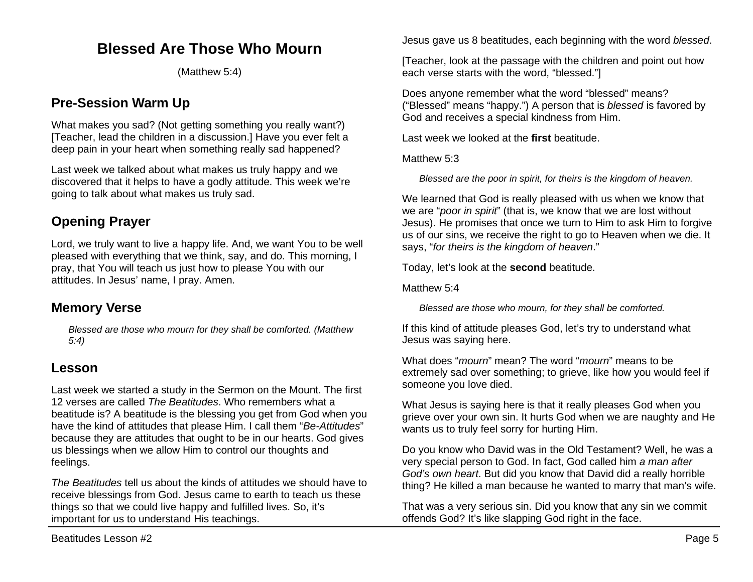# Blessed Are Those Who Mourn

(Matthew 5:4)

## Pre-Session Warm Up

What makes you sad? (Not getting something you really want?) [Teacher, lead the children in a discussion.] Have you ever felt a deep pain in your heart when something really sad happened?

Last week we talked about what makes us truly happy and we discovered that it helps to have a godly attitude. This week we're going to talk about what makes us truly sad.

## Opening Prayer

Lord, we truly want to live a happy life. And, we want You to be well pleased with everything that we think, say, and do. This morning, I pray, that You will teach us just how to please You with our attitudes. In Jesus' name, I pray. Amen.

## Memory Verse

> *Blessed are those who mourn for they shall be comforted. (Matthew 5:4)*

## Lesson

Last week we started a study in the Sermon on the Mount. The first 12 verses are called *The Beatitudes*. Who remembers what a beatitude is? A beatitude is the blessing you get from God when you have the kind of attitudes that please Him. I call them "*Be-Attitudes*" because they are attitudes that ought to be in our hearts. God gives us blessings when we allow Him to control our thoughts and feelings.

*The Beatitudes* tell us about the kinds of attitudes we should have to receive blessings from God. Jesus came to earth to teach us these things so that we could live happy and fulfilled lives. So, it's important for us to understand His teachings.

Jesus gave us 8 beatitudes, each beginning with the word *blessed*.

[Teacher, look at the passage with the children and point out how each verse starts with the word, "blessed."]

Does anyone remember what the word "blessed" means? ("Blessed" means "happy.") A person that is *blessed* is favored by God and receives a special kindness from Him.

Last week we looked at the **first** beatitude.

Matthew 5:3

> *Blessed are the poor in spirit, for theirs is the kingdom of heaven.*

We learned that God is really pleased with us when we know that we are "*poor in spirit*" (that is, we know that we are lost without Jesus). He promises that once we turn to Him to ask Him to forgive us of our sins, we receive the right to go to Heaven when we die. It says, "*for theirs is the kingdom of heaven*."

Today, let's look at the **second** beatitude.

Matthew 5:4

> *Blessed are those who mourn, for they shall be comforted.*

If this kind of attitude pleases God, let's try to understand what Jesus was saying here.

What does "*mourn*" mean? The word "*mourn*" means to be extremely sad over something; to grieve, like how you would feel if someone you love died.

What Jesus is saying here is that it really pleases God when you grieve over your own sin. It hurts God when we are naughty and He wants us to truly feel sorry for hurting Him.

Do you know who David was in the Old Testament? Well, he was a very special person to God. In fact, God called him *a man after God's own heart*. But did you know that David did a really horrible thing? He killed a man because he wanted to marry that man's wife.

That was a very serious sin. Did you know that any sin we commit offends God? It's like slapping God right in the face.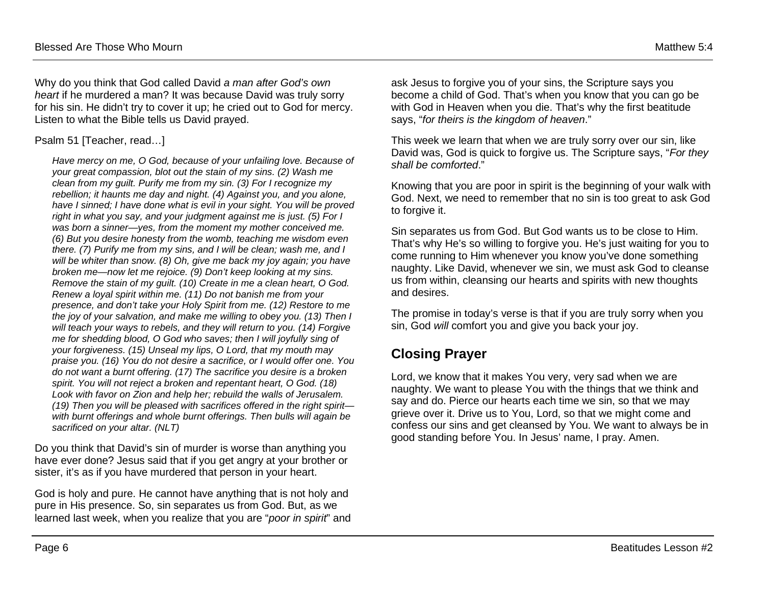Why do you think that God called David *a man after God's own heart* if he murdered a man? It was because David was truly sorry for his sin. He didn't try to cover it up; he cried out to God for mercy. Listen to what the Bible tells us David prayed.

Psalm 51 [Teacher, read…]

> *Have mercy on me, O God, because of your unfailing love. Because of your great compassion, blot out the stain of my sins. (2) Wash me clean from my guilt. Purify me from my sin. (3) For I recognize my rebellion; it haunts me day and night. (4) Against you, and you alone, have I sinned; I have done what is evil in your sight. You will be proved right in what you say, and your judgment against me is just. (5) For I was born a sinner—yes, from the moment my mother conceived me. (6) But you desire honesty from the womb, teaching me wisdom even there. (7) Purify me from my sins, and I will be clean; wash me, and I will be whiter than snow. (8) Oh, give me back my joy again; you have broken me—now let me rejoice. (9) Don't keep looking at my sins. Remove the stain of my guilt. (10) Create in me a clean heart, O God. Renew a loyal spirit within me. (11) Do not banish me from your presence, and don't take your Holy Spirit from me. (12) Restore to me the joy of your salvation, and make me willing to obey you. (13) Then I will teach your ways to rebels, and they will return to you. (14) Forgive me for shedding blood, O God who saves; then I will joyfully sing of your forgiveness. (15) Unseal my lips, O Lord, that my mouth may praise you. (16) You do not desire a sacrifice, or I would offer one. You do not want a burnt offering. (17) The sacrifice you desire is a broken spirit. You will not reject a broken and repentant heart, O God. (18) Look with favor on Zion and help her; rebuild the walls of Jerusalem. (19) Then you will be pleased with sacrifices offered in the right spirit—with burnt offerings and whole burnt offerings. Then bulls will again be sacrificed on your altar. (NLT)*

Do you think that David's sin of murder is worse than anything you have ever done? Jesus said that if you get angry at your brother or sister, it's as if you have murdered that person in your heart.

God is holy and pure. He cannot have anything that is not holy and pure in His presence. So, sin separates us from God. But, as we learned last week, when you realize that you are "*poor in spirit*" and ask Jesus to forgive you of your sins, the Scripture says you become a child of God. That's when you know that you can go be with God in Heaven when you die. That's why the first beatitude says, "*for theirs is the kingdom of heaven*."

This week we learn that when we are truly sorry over our sin, like David was, God is quick to forgive us. The Scripture says, "*For they shall be comforted*."

Knowing that you are poor in spirit is the beginning of your walk with God. Next, we need to remember that no sin is too great to ask God to forgive it.

Sin separates us from God. But God wants us to be close to Him. That's why He's so willing to forgive you. He's just waiting for you to come running to Him whenever you know you've done something naughty. Like David, whenever we sin, we must ask God to cleanse us from within, cleansing our hearts and spirits with new thoughts and desires.

The promise in today's verse is that if you are truly sorry when you sin, God *will* comfort you and give you back your joy.

## Closing Prayer

Lord, we know that it makes You very, very sad when we are naughty. We want to please You with the things that we think and say and do. Pierce our hearts each time we sin, so that we may grieve over it. Drive us to You, Lord, so that we might come and confess our sins and get cleansed by You. We want to always be in good standing before You. In Jesus' name, I pray. Amen.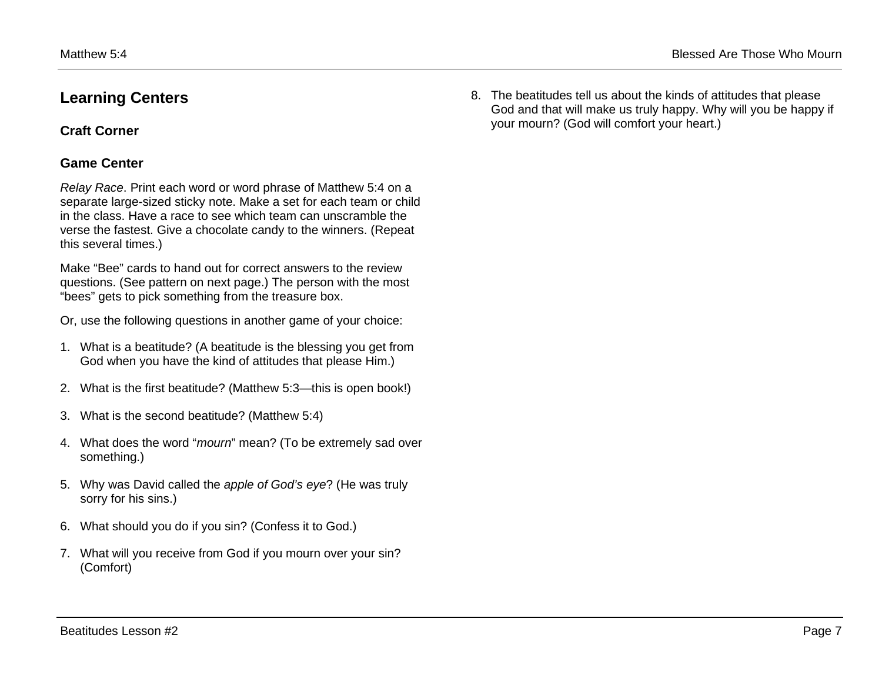## Learning Centers

### Craft Corner

### Game Center

*Relay Race*. Print each word or word phrase of Matthew 5:4 on a separate large-sized sticky note. Make a set for each team or child in the class. Have a race to see which team can unscramble the verse the fastest. Give a chocolate candy to the winners. (Repeat this several times.)

Make "Bee" cards to hand out for correct answers to the review questions. (See pattern on next page.) The person with the most "bees" gets to pick something from the treasure box.

Or, use the following questions in another game of your choice:

1. What is a beatitude? (A beatitude is the blessing you get from God when you have the kind of attitudes that please Him.)
2. What is the first beatitude? (Matthew 5:3—this is open book!)
3. What is the second beatitude? (Matthew 5:4)
4. What does the word "*mourn*" mean? (To be extremely sad over something.)
5. Why was David called the *apple of God's eye*? (He was truly sorry for his sins.)
6. What should you do if you sin? (Confess it to God.)
7. What will you receive from God if you mourn over your sin? (Comfort)
8. The beatitudes tell us about the kinds of attitudes that please God and that will make us truly happy. Why will you be happy if your mourn? (God will comfort your heart.)